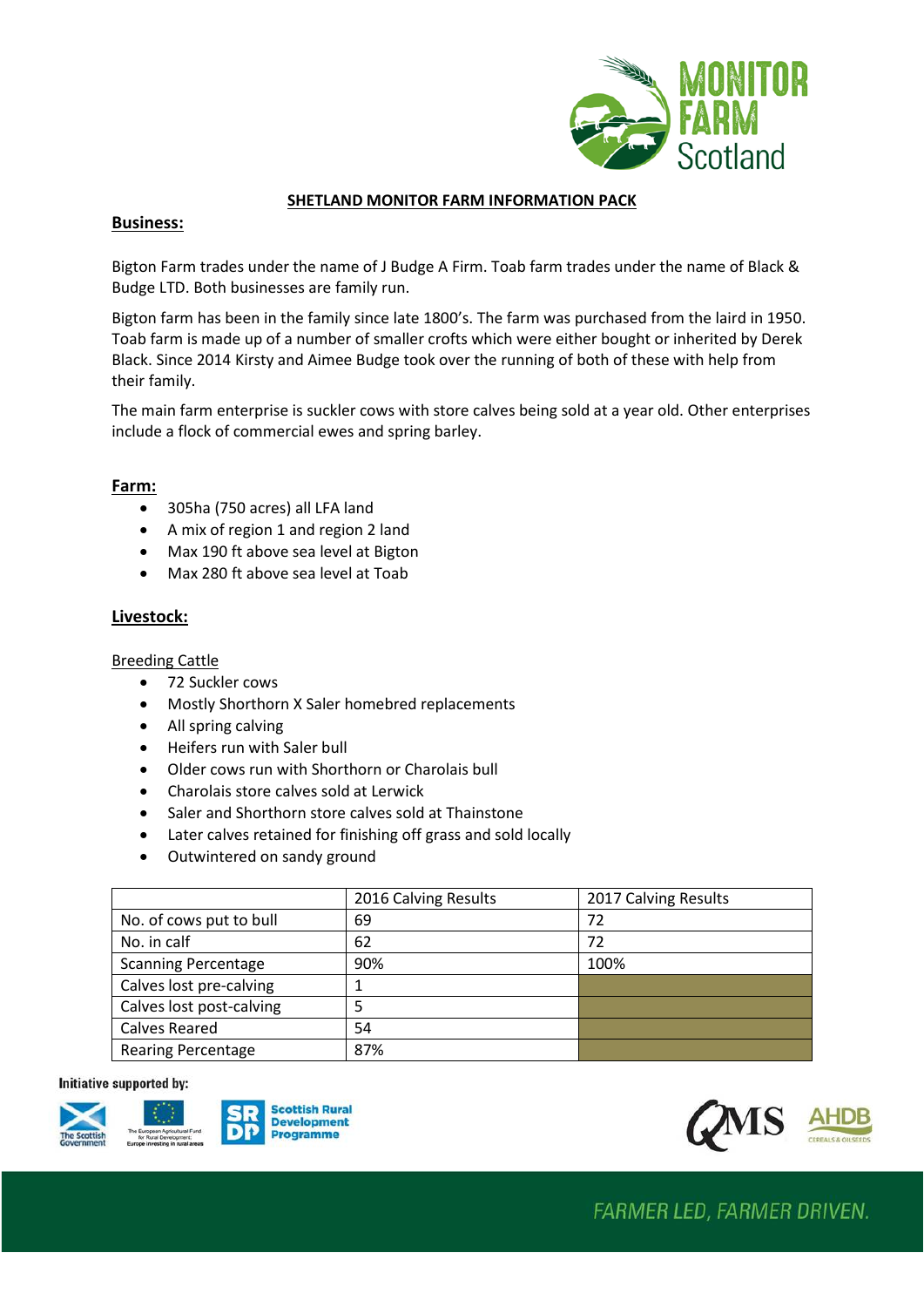## SHETLAND MONITOR FARM INFORMATION PACK

### Business:

Bigton Farm trades under the name of J Budge A Firm. Toab farm trades under the name of Black & Budge LTD. Both businesses are family run.

Bigton farm has been in the family since late 1800's. The farm was purchased from the laird in 1950. Toab farm is made up of a number of smaller crofts which were either bought or inherited by Derek Black. Since 2014 Kirsty and Aimee Budge took over the running of both of these with help from their family.

The main farm enterprise is suckler cows with store calves being sold at a year old. Other enterprises include a flock of commercial ewes and spring barley.

### Farm:

- 305ha (750 acres) all LFA land
- A mix of region 1 and region 2 land
- Max 190 ft above sea level at Bigton
- Max 280 ft above sea level at Toab

### Livestock:

Breeding Cattle

- 72 Suckler cows
- Mostly Shorthorn X Saler homebred replacements
- All spring calving
- Heifers run with Saler bull
- Older cows run with Shorthorn or Charolais bull
- Charolais store calves sold at Lerwick
- Saler and Shorthorn store calves sold at Thainstone
- Later calves retained for finishing off grass and sold locally
- Outwintered on sandy ground

| | 2016 Calving Results | 2017 Calving Results |
|---|---|---|
| No. of cows put to bull | 69 | 72 |
| No. in calf | 62 | 72 |
| Scanning Percentage | 90% | 100% |
| Calves lost pre-calving | 1 | |
| Calves lost post-calving | 5 | |
| Calves Reared | 54 | |
| Rearing Percentage | 87% | |

Initiative supported by:

FARMER LED, FARMER DRIVEN.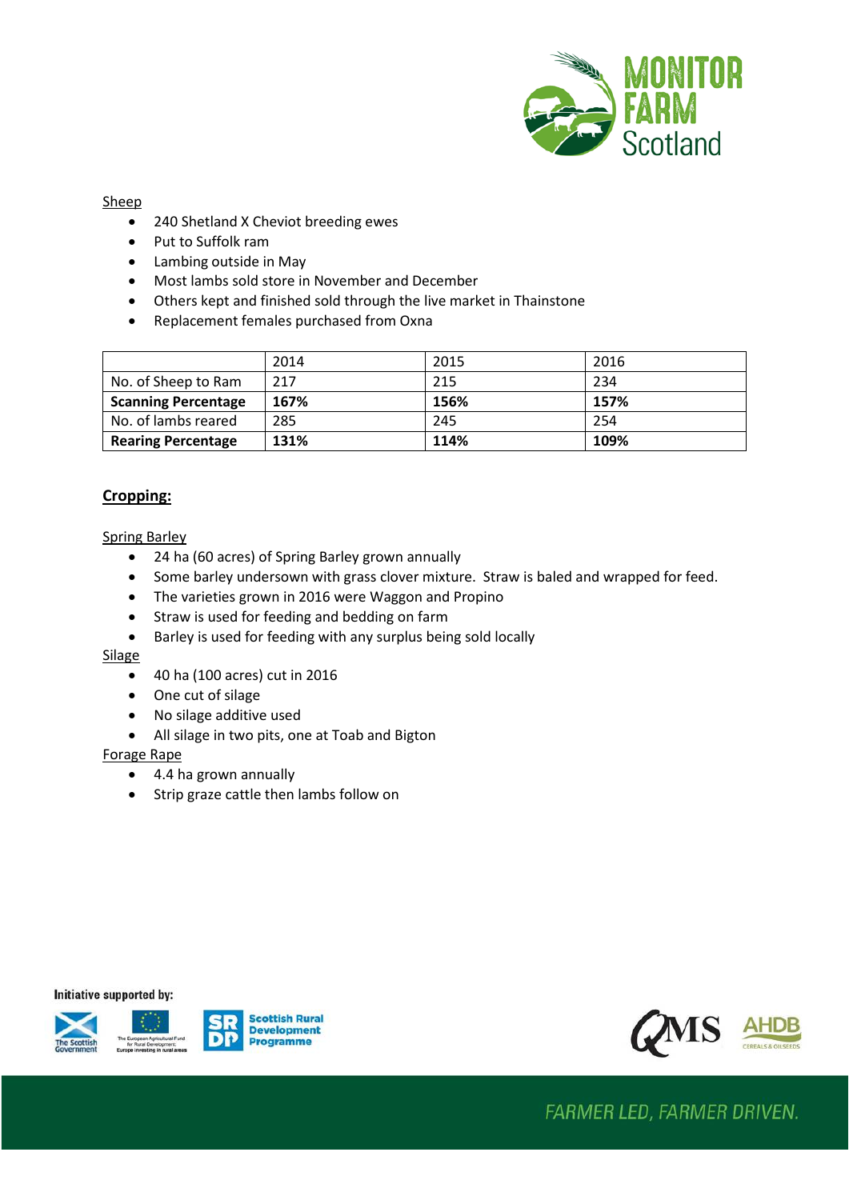Sheep

- 240 Shetland X Cheviot breeding ewes
- Put to Suffolk ram
- Lambing outside in May
- Most lambs sold store in November and December
- Others kept and finished sold through the live market in Thainstone
- Replacement females purchased from Oxna

| | 2014 | 2015 | 2016 |
|---|---|---|---|
| No. of Sheep to Ram | 217 | 215 | 234 |
| **Scanning Percentage** | **167%** | **156%** | **157%** |
| No. of lambs reared | 285 | 245 | 254 |
| **Rearing Percentage** | **131%** | **114%** | **109%** |

## Cropping:

Spring Barley

- 24 ha (60 acres) of Spring Barley grown annually
- Some barley undersown with grass clover mixture. Straw is baled and wrapped for feed.
- The varieties grown in 2016 were Waggon and Propino
- Straw is used for feeding and bedding on farm
- Barley is used for feeding with any surplus being sold locally

Silage

- 40 ha (100 acres) cut in 2016
- One cut of silage
- No silage additive used
- All silage in two pits, one at Toab and Bigton

Forage Rape

- 4.4 ha grown annually
- Strip graze cattle then lambs follow on